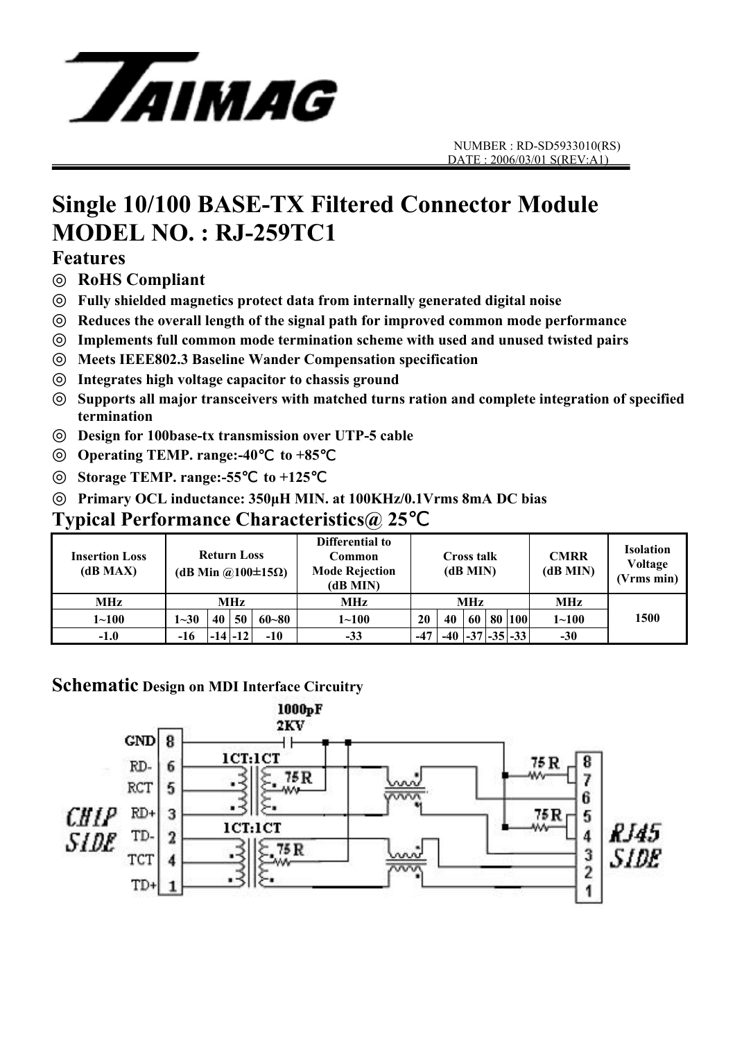TAIMAG

NUMBER : RD-SD5933010(RS)
DATE : 2006/03/01 S(REV:A1)

# Single 10/100 BASE-TX Filtered Connector Module
# MODEL NO. : RJ-259TC1

## Features

◎ **RoHS Compliant**

◎ **Fully shielded magnetics protect data from internally generated digital noise**

◎ **Reduces the overall length of the signal path for improved common mode performance**

◎ **Implements full common mode termination scheme with used and unused twisted pairs**

◎ **Meets IEEE802.3 Baseline Wander Compensation specification**

◎ **Integrates high voltage capacitor to chassis ground**

◎ **Supports all major transceivers with matched turns ration and complete integration of specified termination**

◎ **Design for 100base-tx transmission over UTP-5 cable**

◎ **Operating TEMP. range:-40℃ to +85℃**

◎ **Storage TEMP. range:-55℃ to +125℃**

◎ **Primary OCL inductance: 350μH MIN. at 100KHz/0.1Vrms 8mA DC bias**

## Typical Performance Characteristics@ 25℃

| Insertion Loss (dB MAX) | Return Loss (dB Min @100±15Ω) | | | | Differential to Common Mode Rejection (dB MIN) | Cross talk (dB MIN) | | | | | CMRR (dB MIN) | Isolation Voltage (Vrms min) |
|---|---|---|---|---|---|---|---|---|---|---|---|---|
| MHz | MHz | | | | MHz | MHz | | | | | MHz | 1500 |
| 1~100 | 1~30 | 40 | 50 | 60~80 | 1~100 | 20 | 40 | 60 | 80 | 100 | 1~100 | |
| -1.0 | -16 | -14 | -12 | -10 | -33 | -47 | -40 | -37 | -35 | -33 | -30 | |

## Schematic Design on MDI Interface Circuitry

CHIP SIDE: GND 8, RD- 6, RCT 5, RD+ 3, TD- 2, TCT 4, TD+ 1

1CT:1CT, 1CT:1CT, 75R, 75R, 75R, 75R, 1000pF 2KV

RJ45 SIDE: 8, 7, 6, 5, 4, 3, 2, 1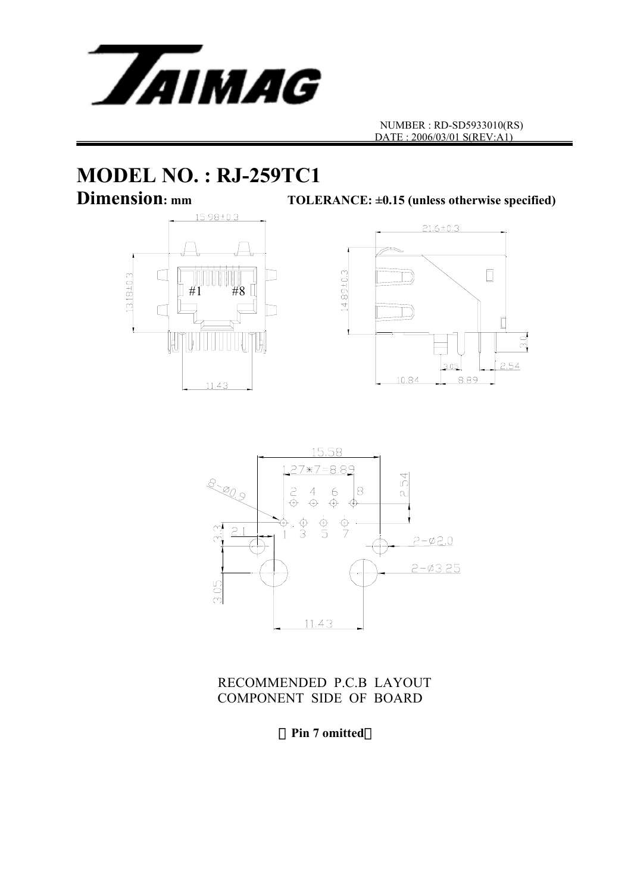NUMBER : RD-SD5933010(RS)
DATE : 2006/03/01 S(REV:A1)

# MODEL NO. : RJ-259TC1

## Dimension: mm

**TOLERANCE: ±0.15 (unless otherwise specified)**

15.98±0.3

13.18±0.3

#1 #8

11.43

21.6±0.3

14.89±0.3

3.0

3.05

2.54

10.84

8.89

15.58

1.27*7=8.89

8-Ø0.9

2 4 6 8

1 3 5 7

2.54

3.3

2.1

2-Ø2.0

2-Ø3.25

3.05

11.43

RECOMMENDED P.C.B LAYOUT
COMPONENT SIDE OF BOARD

（**Pin 7 omitted**）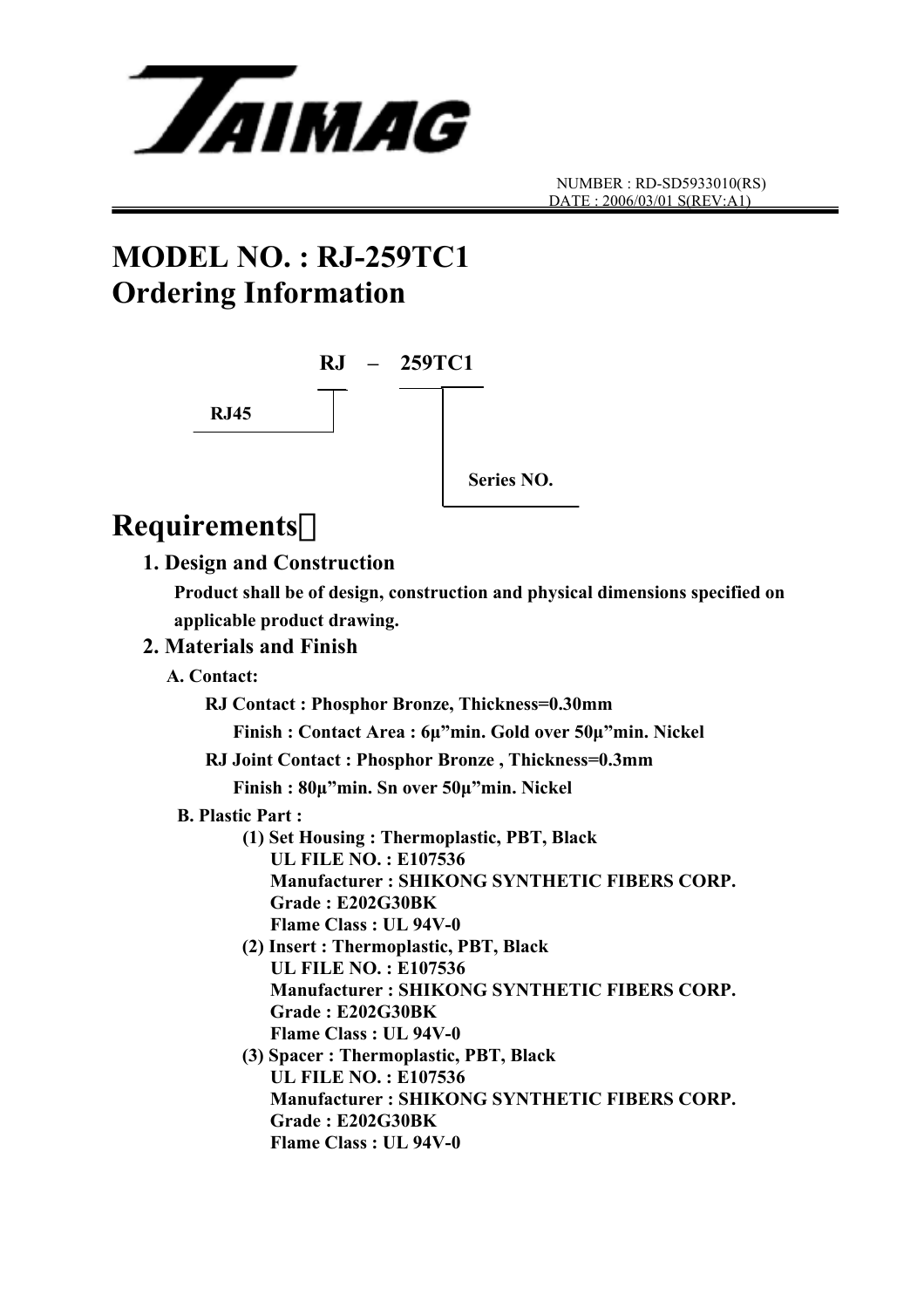TAIMAG

NUMBER : RD-SD5933010(RS)
DATE : 2006/03/01 S(REV:A1)

# MODEL NO. : RJ-259TC1
# Ordering Information

RJ – 259TC1

RJ45

Series NO.

# Requirements：

## 1. Design and Construction

**Product shall be of design, construction and physical dimensions specified on applicable product drawing.**

## 2. Materials and Finish

**A. Contact:**

**RJ Contact : Phosphor Bronze, Thickness=0.30mm**

**Finish : Contact Area : 6μ"min. Gold over 50μ"min. Nickel**

**RJ Joint Contact : Phosphor Bronze , Thickness=0.3mm**

**Finish : 80μ"min. Sn over 50μ"min. Nickel**

**B. Plastic Part :**

**(1) Set Housing : Thermoplastic, PBT, Black**
**UL FILE NO. : E107536**
**Manufacturer : SHIKONG SYNTHETIC FIBERS CORP.**
**Grade : E202G30BK**
**Flame Class : UL 94V-0**

**(2) Insert : Thermoplastic, PBT, Black**
**UL FILE NO. : E107536**
**Manufacturer : SHIKONG SYNTHETIC FIBERS CORP.**
**Grade : E202G30BK**
**Flame Class : UL 94V-0**

**(3) Spacer : Thermoplastic, PBT, Black**
**UL FILE NO. : E107536**
**Manufacturer : SHIKONG SYNTHETIC FIBERS CORP.**
**Grade : E202G30BK**
**Flame Class : UL 94V-0**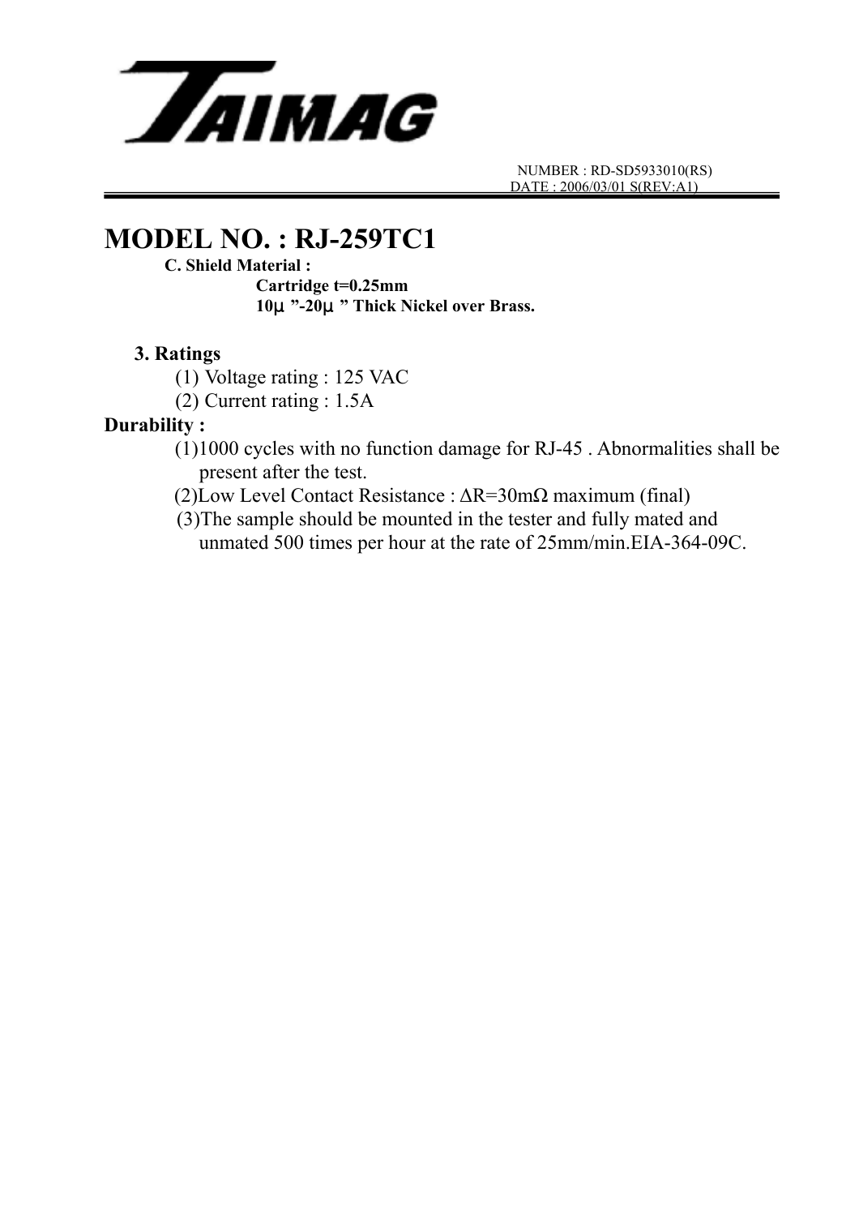# MODEL NO. : RJ-259TC1

**C. Shield Material :**

**Cartridge t=0.25mm**

**10μ ”-20μ ” Thick Nickel over Brass.**

**3. Ratings**

(1) Voltage rating : 125 VAC

(2) Current rating : 1.5A

**Durability :**

(1)1000 cycles with no function damage for RJ-45 . Abnormalities shall be present after the test.

(2)Low Level Contact Resistance : $\Delta R=30m\Omega$ maximum (final)

(3)The sample should be mounted in the tester and fully mated and unmated 500 times per hour at the rate of 25mm/min.EIA-364-09C.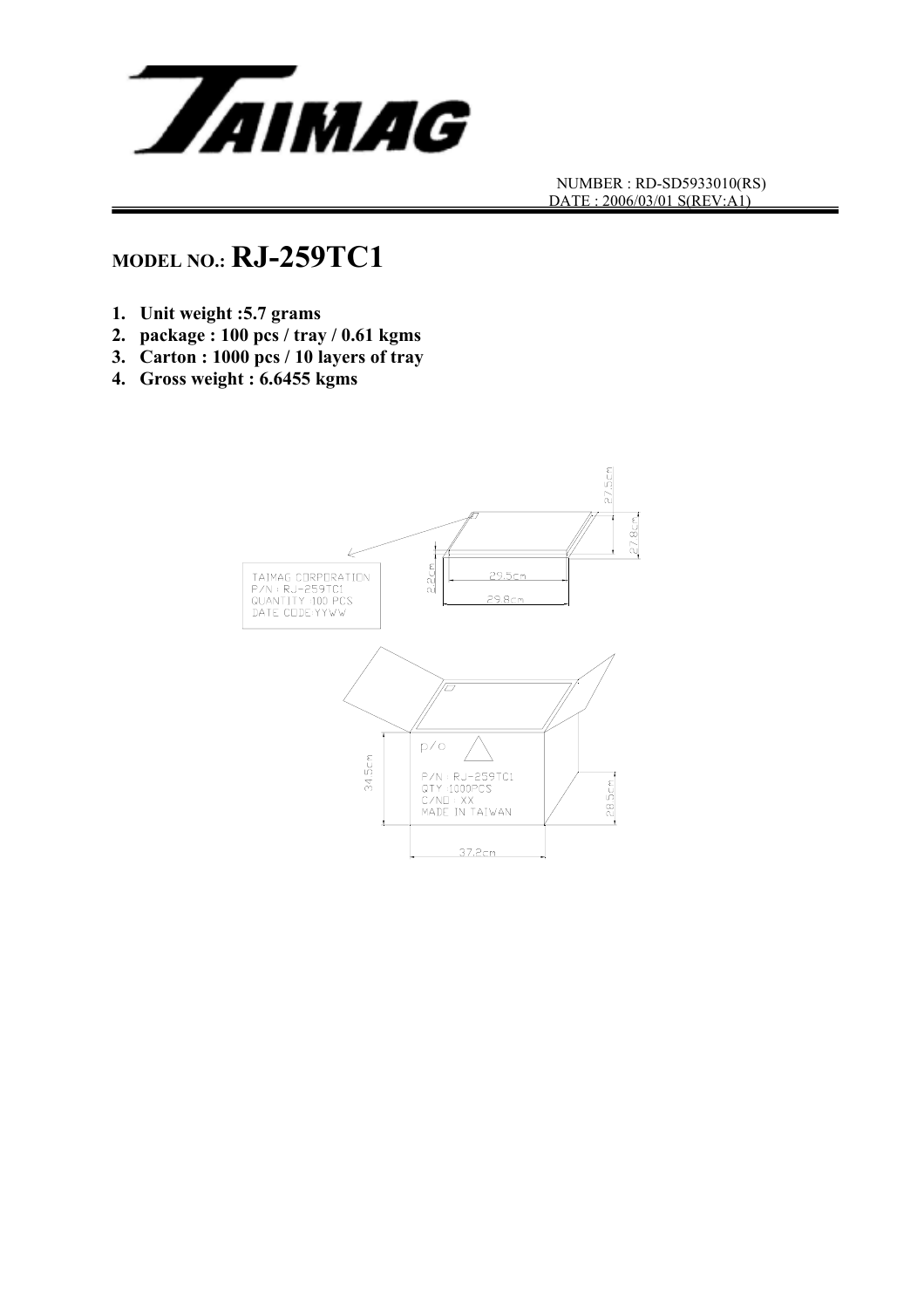NUMBER : RD-SD5933010(RS)
DATE : 2006/03/01 S(REV:A1)

## MODEL NO.: RJ-259TC1

1. **Unit weight :5.7 grams**
2. **package : 100 pcs / tray / 0.61 kgms**
3. **Carton : 1000 pcs / 10 layers of tray**
4. **Gross weight : 6.6455 kgms**

TAIMAG CORPORATION
P/N : RJ-259TC1
QUANTITY :100 PCS
DATE CODE:YYWW

2.2cm
29.5cm
29.8cm
27.5cm
27.8cm

p/o

P/N : RJ-259TC1
QTY :1000PCS
C/NO : XX
MADE IN TAIWAN

34.5cm
28.5cm
37.2cm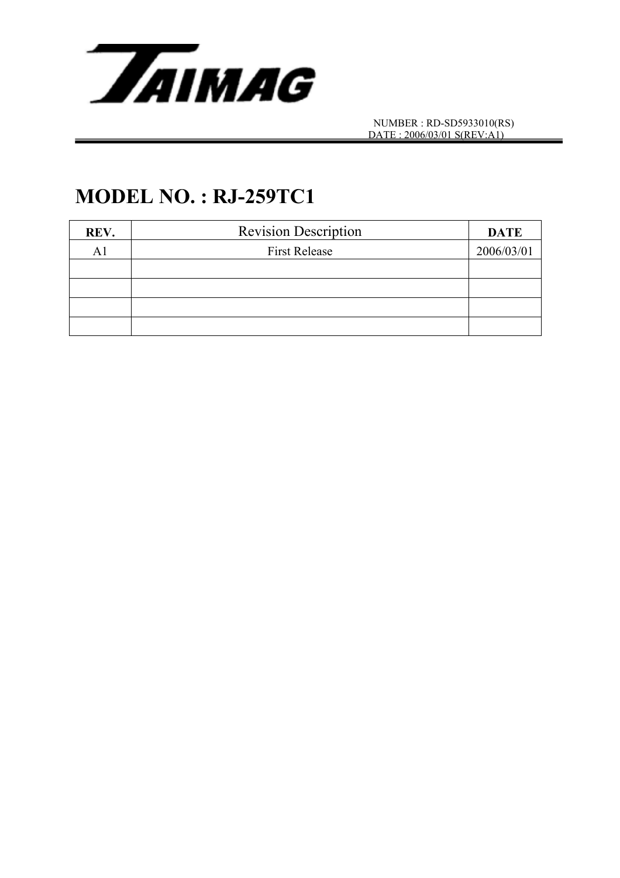TAIMAG

NUMBER : RD-SD5933010(RS)
DATE : 2006/03/01 S(REV:A1)

# MODEL NO. : RJ-259TC1

| REV. | Revision Description | DATE |
|---|---|---|
| A1 | First Release | 2006/03/01 |
| | | |
| | | |
| | | |
| | | |